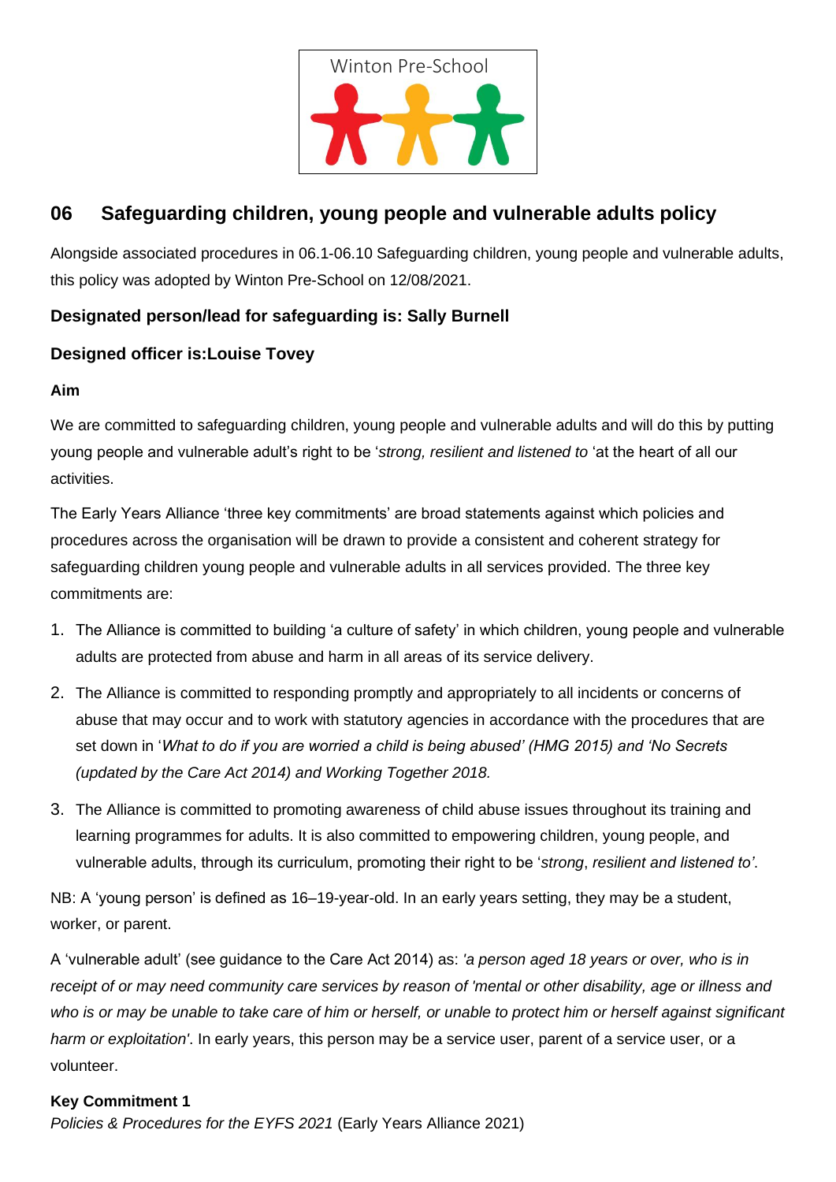Winton Pre-School

## 06 Safeguarding children, young people and vulnerable adults policy

Alongside associated procedures in 06.1-06.10 Safeguarding children, young people and vulnerable adults, this policy was adopted by Winton Pre-School on 12/08/2021.

**Designated person/lead for safeguarding is: Sally Burnell**

**Designed officer is:Louise Tovey**

**Aim**

We are committed to safeguarding children, young people and vulnerable adults and will do this by putting young people and vulnerable adult's right to be '*strong, resilient and listened to* 'at the heart of all our activities.

The Early Years Alliance 'three key commitments' are broad statements against which policies and procedures across the organisation will be drawn to provide a consistent and coherent strategy for safeguarding children young people and vulnerable adults in all services provided. The three key commitments are:

1. The Alliance is committed to building 'a culture of safety' in which children, young people and vulnerable adults are protected from abuse and harm in all areas of its service delivery.
2. The Alliance is committed to responding promptly and appropriately to all incidents or concerns of abuse that may occur and to work with statutory agencies in accordance with the procedures that are set down in '*What to do if you are worried a child is being abused' (HMG 2015) and 'No Secrets (updated by the Care Act 2014) and Working Together 2018.*
3. The Alliance is committed to promoting awareness of child abuse issues throughout its training and learning programmes for adults. It is also committed to empowering children, young people, and vulnerable adults, through its curriculum, promoting their right to be '*strong*, *resilient and listened to'*.

NB: A 'young person' is defined as 16–19-year-old. In an early years setting, they may be a student, worker, or parent.

A 'vulnerable adult' (see guidance to the Care Act 2014) as: *'a person aged 18 years or over, who is in receipt of or may need community care services by reason of 'mental or other disability, age or illness and who is or may be unable to take care of him or herself, or unable to protect him or herself against significant harm or exploitation'*. In early years, this person may be a service user, parent of a service user, or a volunteer.

**Key Commitment 1**

*Policies & Procedures for the EYFS 2021* (Early Years Alliance 2021)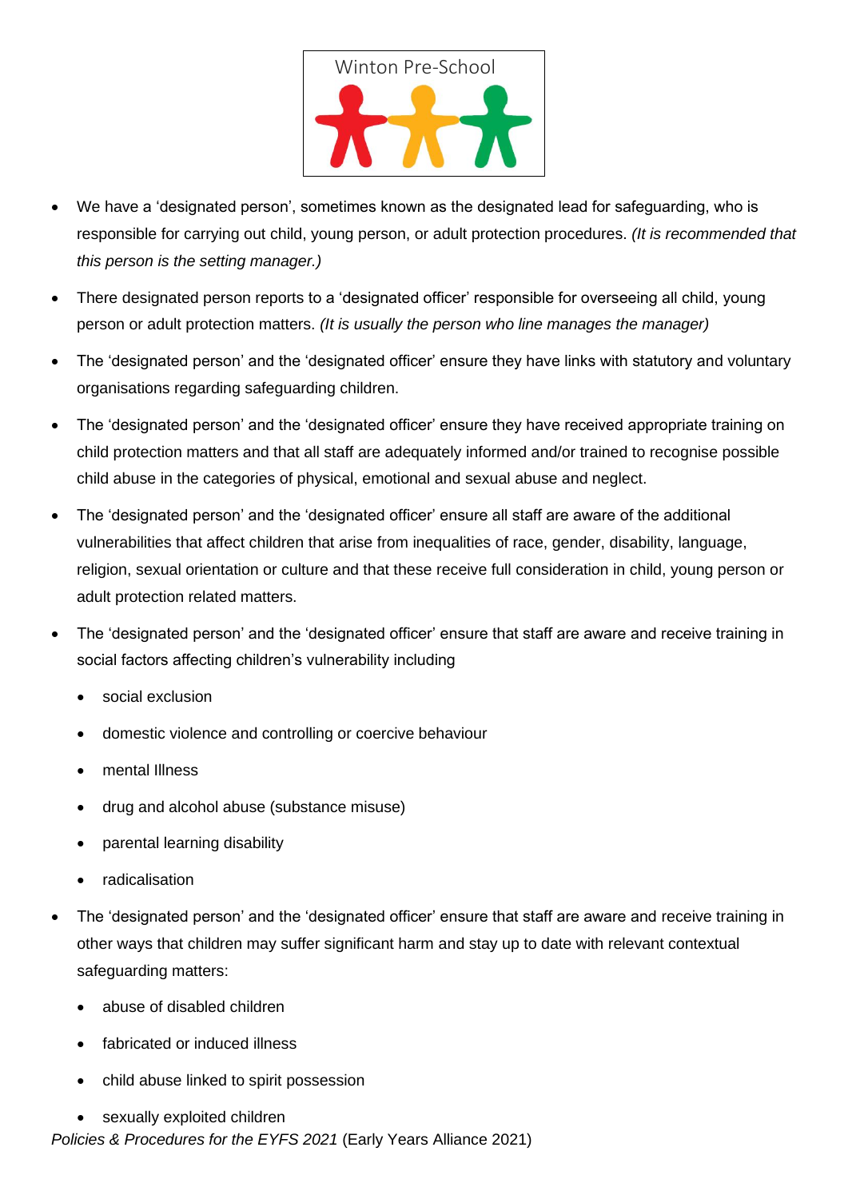- We have a 'designated person', sometimes known as the designated lead for safeguarding, who is responsible for carrying out child, young person, or adult protection procedures. *(It is recommended that this person is the setting manager.)*
- There designated person reports to a 'designated officer' responsible for overseeing all child, young person or adult protection matters. *(It is usually the person who line manages the manager)*
- The 'designated person' and the 'designated officer' ensure they have links with statutory and voluntary organisations regarding safeguarding children.
- The 'designated person' and the 'designated officer' ensure they have received appropriate training on child protection matters and that all staff are adequately informed and/or trained to recognise possible child abuse in the categories of physical, emotional and sexual abuse and neglect.
- The 'designated person' and the 'designated officer' ensure all staff are aware of the additional vulnerabilities that affect children that arise from inequalities of race, gender, disability, language, religion, sexual orientation or culture and that these receive full consideration in child, young person or adult protection related matters.
- The 'designated person' and the 'designated officer' ensure that staff are aware and receive training in social factors affecting children's vulnerability including
  - social exclusion
  - domestic violence and controlling or coercive behaviour
  - mental Illness
  - drug and alcohol abuse (substance misuse)
  - parental learning disability
  - radicalisation
- The 'designated person' and the 'designated officer' ensure that staff are aware and receive training in other ways that children may suffer significant harm and stay up to date with relevant contextual safeguarding matters:
  - abuse of disabled children
  - fabricated or induced illness
  - child abuse linked to spirit possession
  - sexually exploited children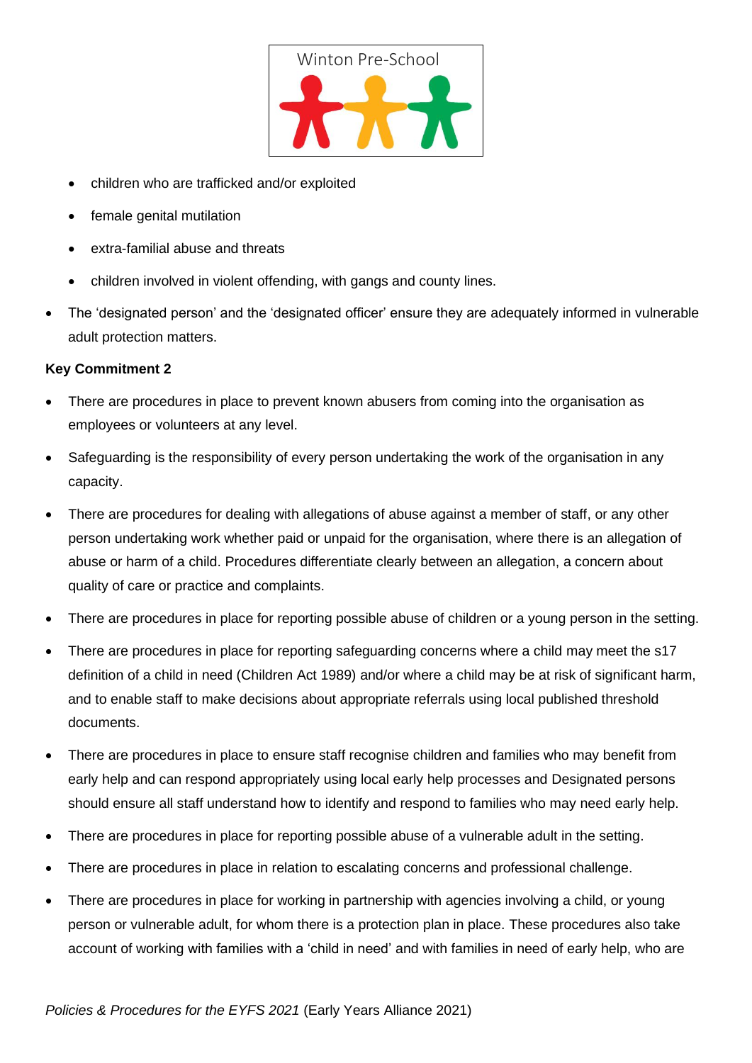- children who are trafficked and/or exploited
- female genital mutilation
- extra-familial abuse and threats
- children involved in violent offending, with gangs and county lines.

- The 'designated person' and the 'designated officer' ensure they are adequately informed in vulnerable adult protection matters.

**Key Commitment 2**

- There are procedures in place to prevent known abusers from coming into the organisation as employees or volunteers at any level.
- Safeguarding is the responsibility of every person undertaking the work of the organisation in any capacity.
- There are procedures for dealing with allegations of abuse against a member of staff, or any other person undertaking work whether paid or unpaid for the organisation, where there is an allegation of abuse or harm of a child. Procedures differentiate clearly between an allegation, a concern about quality of care or practice and complaints.
- There are procedures in place for reporting possible abuse of children or a young person in the setting.
- There are procedures in place for reporting safeguarding concerns where a child may meet the s17 definition of a child in need (Children Act 1989) and/or where a child may be at risk of significant harm, and to enable staff to make decisions about appropriate referrals using local published threshold documents.
- There are procedures in place to ensure staff recognise children and families who may benefit from early help and can respond appropriately using local early help processes and Designated persons should ensure all staff understand how to identify and respond to families who may need early help.
- There are procedures in place for reporting possible abuse of a vulnerable adult in the setting.
- There are procedures in place in relation to escalating concerns and professional challenge.
- There are procedures in place for working in partnership with agencies involving a child, or young person or vulnerable adult, for whom there is a protection plan in place. These procedures also take account of working with families with a 'child in need' and with families in need of early help, who are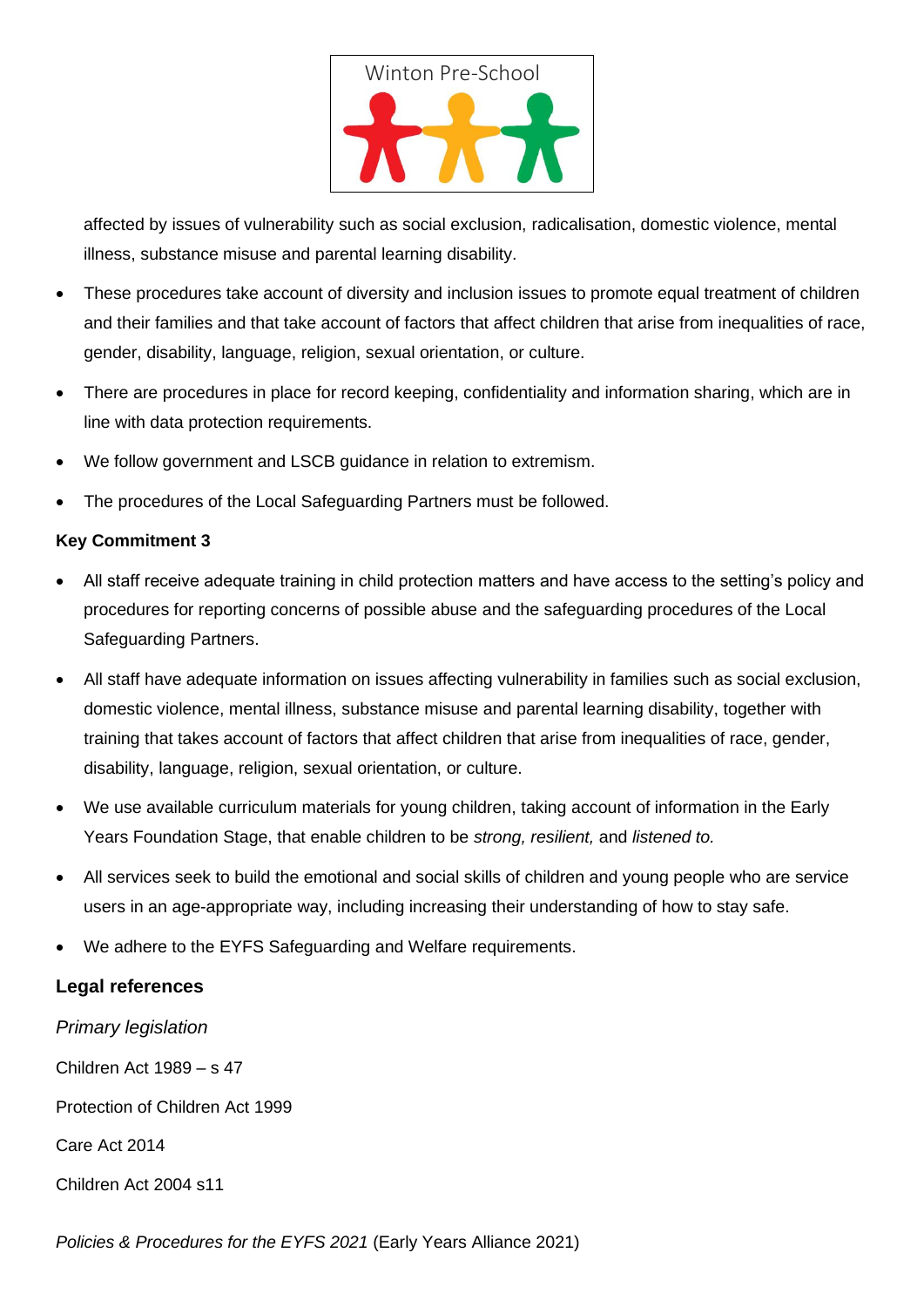affected by issues of vulnerability such as social exclusion, radicalisation, domestic violence, mental illness, substance misuse and parental learning disability.

- These procedures take account of diversity and inclusion issues to promote equal treatment of children and their families and that take account of factors that affect children that arise from inequalities of race, gender, disability, language, religion, sexual orientation, or culture.
- There are procedures in place for record keeping, confidentiality and information sharing, which are in line with data protection requirements.
- We follow government and LSCB guidance in relation to extremism.
- The procedures of the Local Safeguarding Partners must be followed.

**Key Commitment 3**

- All staff receive adequate training in child protection matters and have access to the setting's policy and procedures for reporting concerns of possible abuse and the safeguarding procedures of the Local Safeguarding Partners.
- All staff have adequate information on issues affecting vulnerability in families such as social exclusion, domestic violence, mental illness, substance misuse and parental learning disability, together with training that takes account of factors that affect children that arise from inequalities of race, gender, disability, language, religion, sexual orientation, or culture.
- We use available curriculum materials for young children, taking account of information in the Early Years Foundation Stage, that enable children to be *strong, resilient,* and *listened to.*
- All services seek to build the emotional and social skills of children and young people who are service users in an age-appropriate way, including increasing their understanding of how to stay safe.
- We adhere to the EYFS Safeguarding and Welfare requirements.

## Legal references

*Primary legislation*

Children Act 1989 – s 47

Protection of Children Act 1999

Care Act 2014

Children Act 2004 s11

*Policies & Procedures for the EYFS 2021* (Early Years Alliance 2021)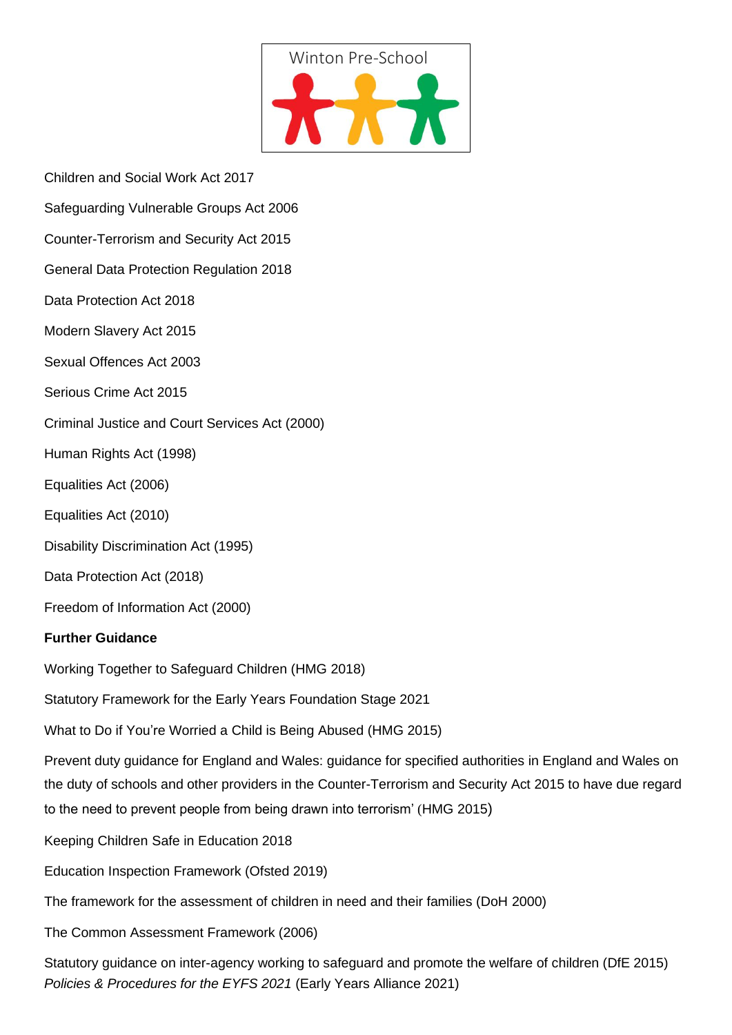Winton Pre-School

Children and Social Work Act 2017

Safeguarding Vulnerable Groups Act 2006

Counter-Terrorism and Security Act 2015

General Data Protection Regulation 2018

Data Protection Act 2018

Modern Slavery Act 2015

Sexual Offences Act 2003

Serious Crime Act 2015

Criminal Justice and Court Services Act (2000)

Human Rights Act (1998)

Equalities Act (2006)

Equalities Act (2010)

Disability Discrimination Act (1995)

Data Protection Act (2018)

Freedom of Information Act (2000)

**Further Guidance**

Working Together to Safeguard Children (HMG 2018)

Statutory Framework for the Early Years Foundation Stage 2021

What to Do if You're Worried a Child is Being Abused (HMG 2015)

Prevent duty guidance for England and Wales: guidance for specified authorities in England and Wales on the duty of schools and other providers in the Counter-Terrorism and Security Act 2015 to have due regard to the need to prevent people from being drawn into terrorism' (HMG 2015)

Keeping Children Safe in Education 2018

Education Inspection Framework (Ofsted 2019)

The framework for the assessment of children in need and their families (DoH 2000)

The Common Assessment Framework (2006)

Statutory guidance on inter-agency working to safeguard and promote the welfare of children (DfE 2015)
*Policies & Procedures for the EYFS 2021* (Early Years Alliance 2021)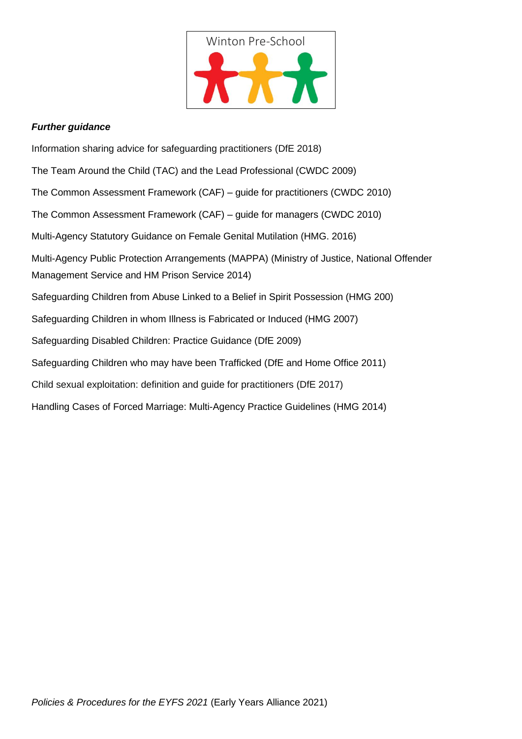Winton Pre-School

***Further guidance***

Information sharing advice for safeguarding practitioners (DfE 2018)

The Team Around the Child (TAC) and the Lead Professional (CWDC 2009)

The Common Assessment Framework (CAF) – guide for practitioners (CWDC 2010)

The Common Assessment Framework (CAF) – guide for managers (CWDC 2010)

Multi-Agency Statutory Guidance on Female Genital Mutilation (HMG. 2016)

Multi-Agency Public Protection Arrangements (MAPPA) (Ministry of Justice, National Offender Management Service and HM Prison Service 2014)

Safeguarding Children from Abuse Linked to a Belief in Spirit Possession (HMG 200)

Safeguarding Children in whom Illness is Fabricated or Induced (HMG 2007)

Safeguarding Disabled Children: Practice Guidance (DfE 2009)

Safeguarding Children who may have been Trafficked (DfE and Home Office 2011)

Child sexual exploitation: definition and guide for practitioners (DfE 2017)

Handling Cases of Forced Marriage: Multi-Agency Practice Guidelines (HMG 2014)

*Policies & Procedures for the EYFS 2021* (Early Years Alliance 2021)